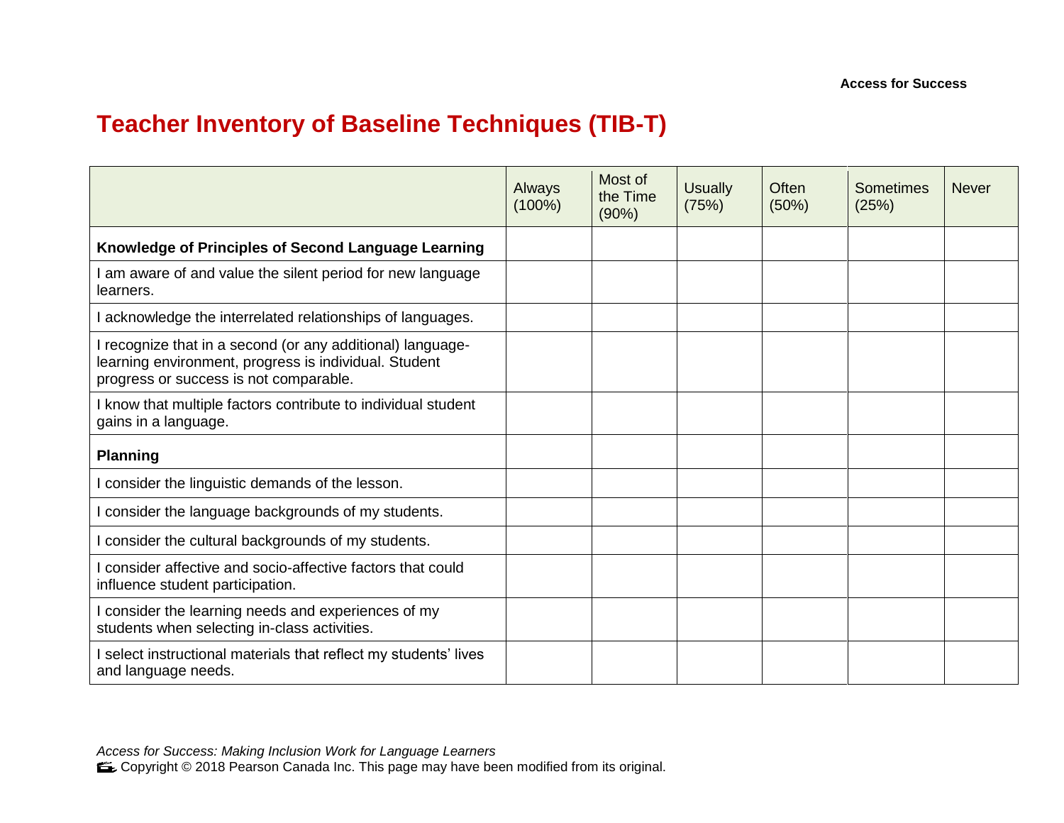# Teacher Inventory of Baseline Techniques (TIB-T)

| | Always (100%) | Most of the Time (90%) | Usually (75%) | Often (50%) | Sometimes (25%) | Never |
|---|---|---|---|---|---|---|
| **Knowledge of Principles of Second Language Learning** | | | | | | |
| I am aware of and value the silent period for new language learners. | | | | | | |
| I acknowledge the interrelated relationships of languages. | | | | | | |
| I recognize that in a second (or any additional) language-learning environment, progress is individual. Student progress or success is not comparable. | | | | | | |
| I know that multiple factors contribute to individual student gains in a language. | | | | | | |
| **Planning** | | | | | | |
| I consider the linguistic demands of the lesson. | | | | | | |
| I consider the language backgrounds of my students. | | | | | | |
| I consider the cultural backgrounds of my students. | | | | | | |
| I consider affective and socio-affective factors that could influence student participation. | | | | | | |
| I consider the learning needs and experiences of my students when selecting in-class activities. | | | | | | |
| I select instructional materials that reflect my students' lives and language needs. | | | | | | |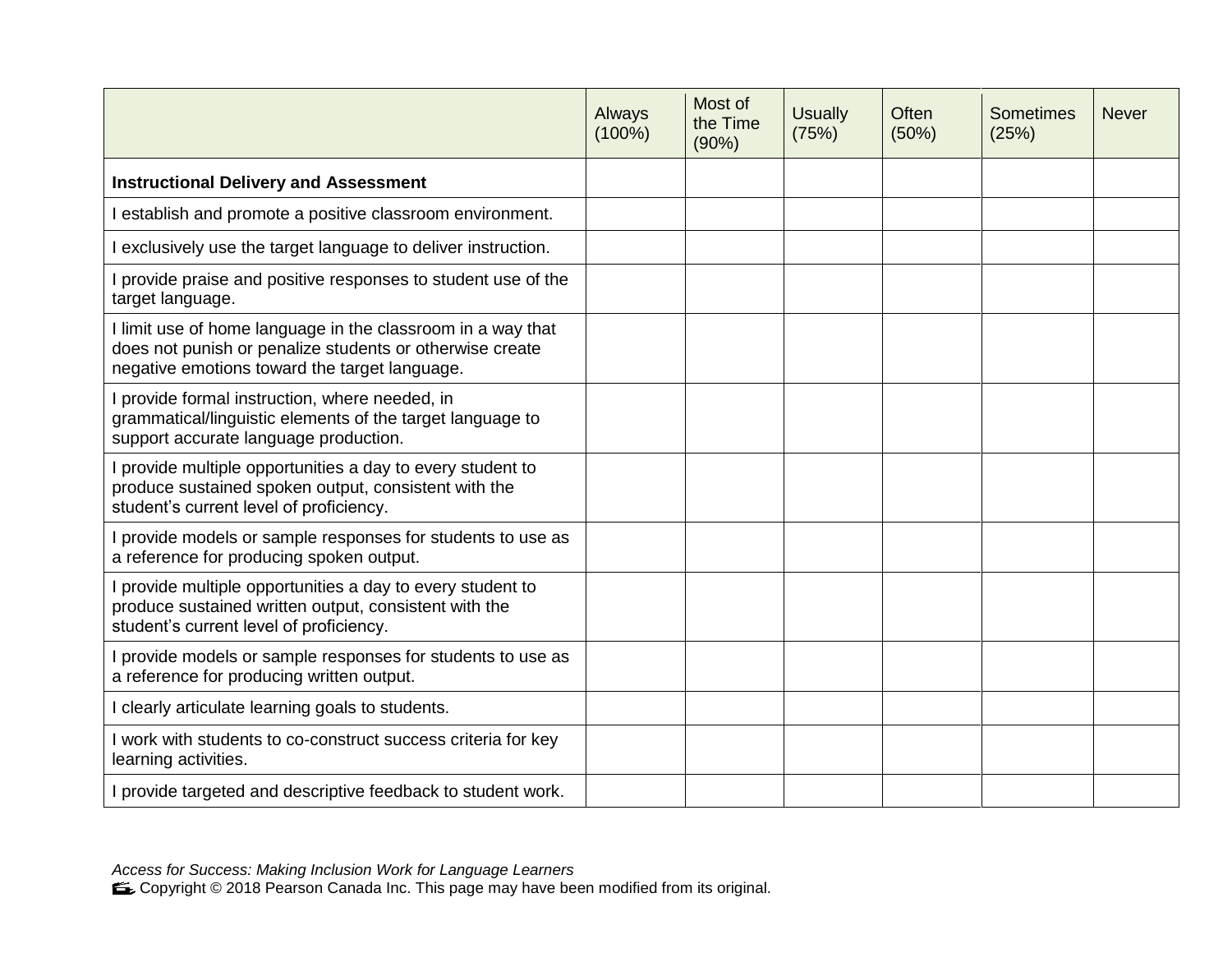| | Always (100%) | Most of the Time (90%) | Usually (75%) | Often (50%) | Sometimes (25%) | Never |
|---|---|---|---|---|---|---|
| **Instructional Delivery and Assessment** | | | | | | |
| I establish and promote a positive classroom environment. | | | | | | |
| I exclusively use the target language to deliver instruction. | | | | | | |
| I provide praise and positive responses to student use of the target language. | | | | | | |
| I limit use of home language in the classroom in a way that does not punish or penalize students or otherwise create negative emotions toward the target language. | | | | | | |
| I provide formal instruction, where needed, in grammatical/linguistic elements of the target language to support accurate language production. | | | | | | |
| I provide multiple opportunities a day to every student to produce sustained spoken output, consistent with the student's current level of proficiency. | | | | | | |
| I provide models or sample responses for students to use as a reference for producing spoken output. | | | | | | |
| I provide multiple opportunities a day to every student to produce sustained written output, consistent with the student's current level of proficiency. | | | | | | |
| I provide models or sample responses for students to use as a reference for producing written output. | | | | | | |
| I clearly articulate learning goals to students. | | | | | | |
| I work with students to co-construct success criteria for key learning activities. | | | | | | |
| I provide targeted and descriptive feedback to student work. | | | | | | |

*Access for Success: Making Inclusion Work for Language Learners*
Copyright © 2018 Pearson Canada Inc. This page may have been modified from its original.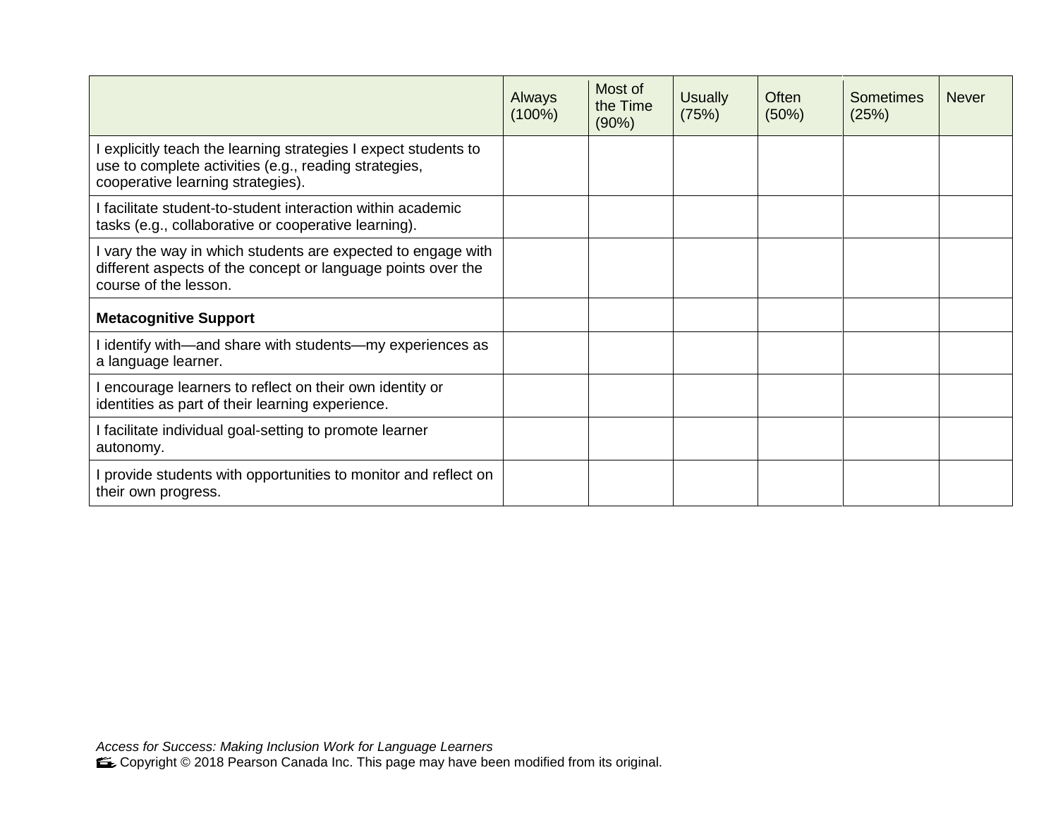| | Always (100%) | Most of the Time (90%) | Usually (75%) | Often (50%) | Sometimes (25%) | Never |
|---|---|---|---|---|---|---|
| I explicitly teach the learning strategies I expect students to use to complete activities (e.g., reading strategies, cooperative learning strategies). | | | | | | |
| I facilitate student-to-student interaction within academic tasks (e.g., collaborative or cooperative learning). | | | | | | |
| I vary the way in which students are expected to engage with different aspects of the concept or language points over the course of the lesson. | | | | | | |
| **Metacognitive Support** | | | | | | |
| I identify with—and share with students—my experiences as a language learner. | | | | | | |
| I encourage learners to reflect on their own identity or identities as part of their learning experience. | | | | | | |
| I facilitate individual goal-setting to promote learner autonomy. | | | | | | |
| I provide students with opportunities to monitor and reflect on their own progress. | | | | | | |

*Access for Success: Making Inclusion Work for Language Learners*
Copyright © 2018 Pearson Canada Inc. This page may have been modified from its original.